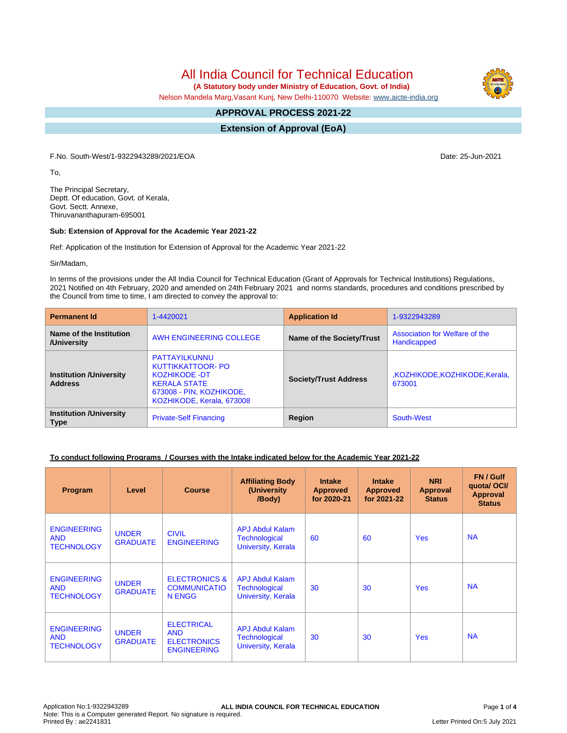# All India Council for Technical Education

**(A Statutory body under Ministry of Education, Govt. of India)**

Nelson Mandela Marg,Vasant Kunj, New Delhi-110070 Website: www.aicte-india.org

## APPROVAL PROCESS 2021-22

## Extension of Approval (EoA)

F.No. South-West/1-9322943289/2021/EOA

Date: 25-Jun-2021

To,

The Principal Secretary,
Deptt. Of education, Govt. of Kerala,
Govt. Sectt. Annexe,
Thiruvananthapuram-695001

**Sub: Extension of Approval for the Academic Year 2021-22**

Ref: Application of the Institution for Extension of Approval for the Academic Year 2021-22

Sir/Madam,

In terms of the provisions under the All India Council for Technical Education (Grant of Approvals for Technical Institutions) Regulations, 2021 Notified on 4th February, 2020 and amended on 24th February 2021 and norms standards, procedures and conditions prescribed by the Council from time to time, I am directed to convey the approval to:

| **Permanent Id** | 1-4420021 | **Application Id** | 1-9322943289 |
|---|---|---|---|
| **Name of the Institution /University** | AWH ENGINEERING COLLEGE | **Name of the Society/Trust** | Association for Welfare of the Handicapped |
| **Institution /University Address** | PATTAYILKUNNU KUTTIKKATTOOR- PO KOZHIKODE -DT KERALA STATE 673008 - PIN, KOZHIKODE, KOZHIKODE, Kerala, 673008 | **Society/Trust Address** | ,KOZHIKODE,KOZHIKODE,Kerala, 673001 |
| **Institution /University Type** | Private-Self Financing | **Region** | South-West |

**To conduct following Programs / Courses with the Intake indicated below for the Academic Year 2021-22**

| Program | Level | Course | Affiliating Body (University /Body) | Intake Approved for 2020-21 | Intake Approved for 2021-22 | NRI Approval Status | FN / Gulf quota/ OCI/ Approval Status |
|---|---|---|---|---|---|---|---|
| ENGINEERING AND TECHNOLOGY | UNDER GRADUATE | CIVIL ENGINEERING | APJ Abdul Kalam Technological University, Kerala | 60 | 60 | Yes | NA |
| ENGINEERING AND TECHNOLOGY | UNDER GRADUATE | ELECTRONICS & COMMUNICATION ENGG | APJ Abdul Kalam Technological University, Kerala | 30 | 30 | Yes | NA |
| ENGINEERING AND TECHNOLOGY | UNDER GRADUATE | ELECTRICAL AND ELECTRONICS ENGINEERING | APJ Abdul Kalam Technological University, Kerala | 30 | 30 | Yes | NA |

Application No:1-9322943289
Note: This is a Computer generated Report. No signature is required.
Printed By : ae2241831

Letter Printed On:5 July 2021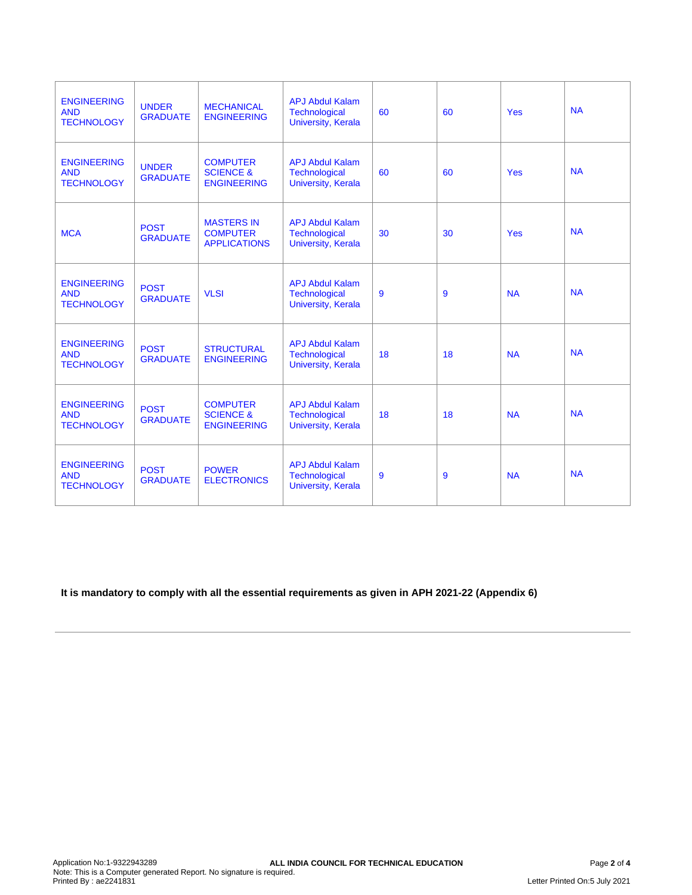| | | | | | | | |
|---|---|---|---|---|---|---|---|
| ENGINEERING AND TECHNOLOGY | UNDER GRADUATE | MECHANICAL ENGINEERING | APJ Abdul Kalam Technological University, Kerala | 60 | 60 | Yes | NA |
| ENGINEERING AND TECHNOLOGY | UNDER GRADUATE | COMPUTER SCIENCE & ENGINEERING | APJ Abdul Kalam Technological University, Kerala | 60 | 60 | Yes | NA |
| MCA | POST GRADUATE | MASTERS IN COMPUTER APPLICATIONS | APJ Abdul Kalam Technological University, Kerala | 30 | 30 | Yes | NA |
| ENGINEERING AND TECHNOLOGY | POST GRADUATE | VLSI | APJ Abdul Kalam Technological University, Kerala | 9 | 9 | NA | NA |
| ENGINEERING AND TECHNOLOGY | POST GRADUATE | STRUCTURAL ENGINEERING | APJ Abdul Kalam Technological University, Kerala | 18 | 18 | NA | NA |
| ENGINEERING AND TECHNOLOGY | POST GRADUATE | COMPUTER SCIENCE & ENGINEERING | APJ Abdul Kalam Technological University, Kerala | 18 | 18 | NA | NA |
| ENGINEERING AND TECHNOLOGY | POST GRADUATE | POWER ELECTRONICS | APJ Abdul Kalam Technological University, Kerala | 9 | 9 | NA | NA |

**It is mandatory to comply with all the essential requirements as given in APH 2021-22 (Appendix 6)**

---

Application No:1-9322943289
Note: This is a Computer generated Report. No signature is required.
Printed By : ae2241831

**ALL INDIA COUNCIL FOR TECHNICAL EDUCATION**

Letter Printed On:5 July 2021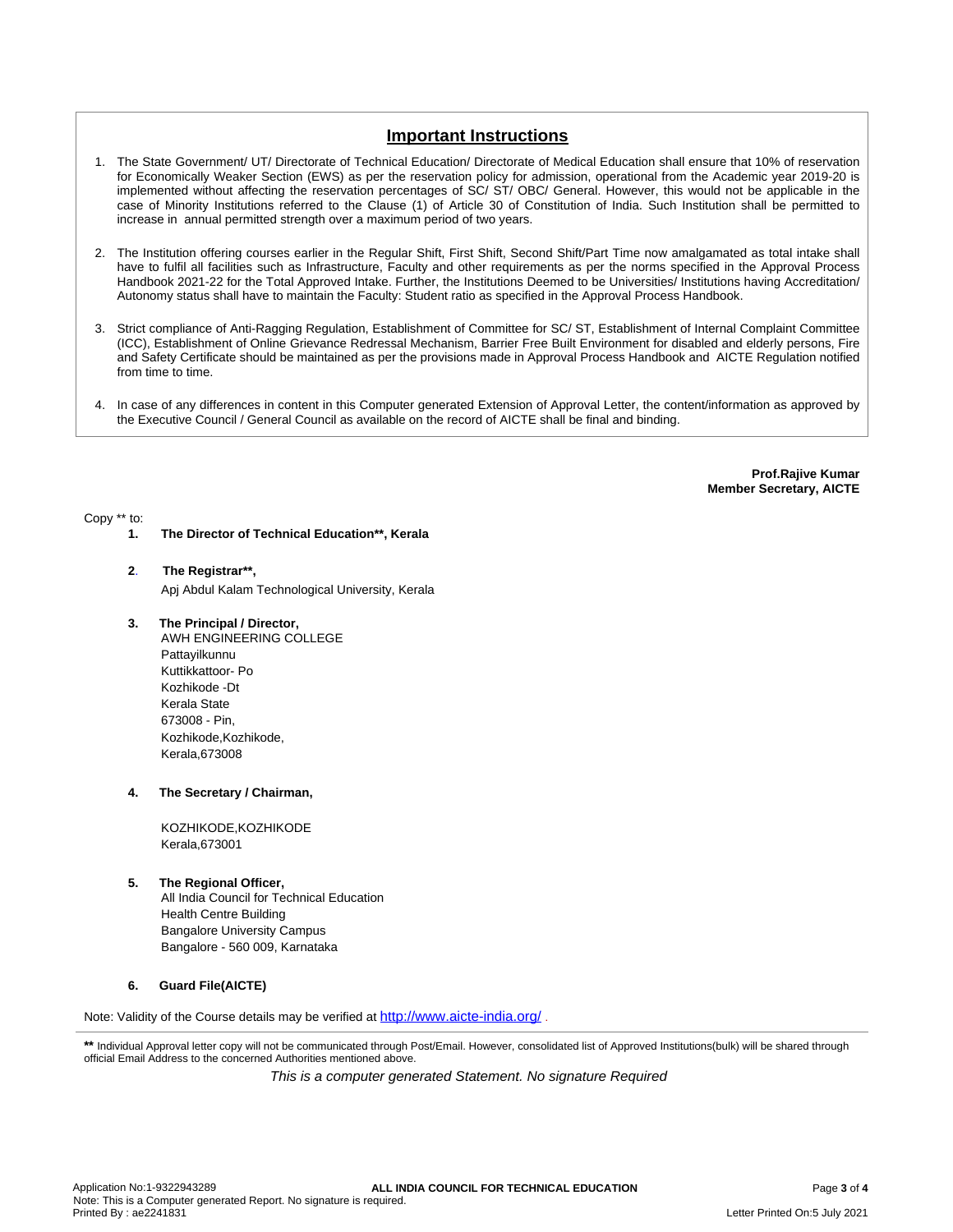## Important Instructions

1. The State Government/ UT/ Directorate of Technical Education/ Directorate of Medical Education shall ensure that 10% of reservation for Economically Weaker Section (EWS) as per the reservation policy for admission, operational from the Academic year 2019-20 is implemented without affecting the reservation percentages of SC/ ST/ OBC/ General. However, this would not be applicable in the case of Minority Institutions referred to the Clause (1) of Article 30 of Constitution of India. Such Institution shall be permitted to increase in annual permitted strength over a maximum period of two years.

2. The Institution offering courses earlier in the Regular Shift, First Shift, Second Shift/Part Time now amalgamated as total intake shall have to fulfil all facilities such as Infrastructure, Faculty and other requirements as per the norms specified in the Approval Process Handbook 2021-22 for the Total Approved Intake. Further, the Institutions Deemed to be Universities/ Institutions having Accreditation/ Autonomy status shall have to maintain the Faculty: Student ratio as specified in the Approval Process Handbook.

3. Strict compliance of Anti-Ragging Regulation, Establishment of Committee for SC/ ST, Establishment of Internal Complaint Committee (ICC), Establishment of Online Grievance Redressal Mechanism, Barrier Free Built Environment for disabled and elderly persons, Fire and Safety Certificate should be maintained as per the provisions made in Approval Process Handbook and AICTE Regulation notified from time to time.

4. In case of any differences in content in this Computer generated Extension of Approval Letter, the content/information as approved by the Executive Council / General Council as available on the record of AICTE shall be final and binding.

**Prof.Rajive Kumar**
**Member Secretary, AICTE**

Copy ** to:

1. **The Director of Technical Education**, Kerala**

2. **The Registrar**,**
   Apj Abdul Kalam Technological University, Kerala

3. **The Principal / Director,**
   AWH ENGINEERING COLLEGE
   Pattayilkunnu
   Kuttikkattoor- Po
   Kozhikode -Dt
   Kerala State
   673008 - Pin,
   Kozhikode,Kozhikode,
   Kerala,673008

4. **The Secretary / Chairman,**
   KOZHIKODE,KOZHIKODE
   Kerala,673001

5. **The Regional Officer,**
   All India Council for Technical Education
   Health Centre Building
   Bangalore University Campus
   Bangalore - 560 009, Karnataka

6. **Guard File(AICTE)**

Note: Validity of the Course details may be verified at http://www.aicte-india.org/ .

**** Individual Approval letter copy will not be communicated through Post/Email. However, consolidated list of Approved Institutions(bulk) will be shared through official Email Address to the concerned Authorities mentioned above.

*This is a computer generated Statement. No signature Required*

Application No:1-9322943289
ALL INDIA COUNCIL FOR TECHNICAL EDUCATION
Note: This is a Computer generated Report. No signature is required.
Printed By : ae2241831
Letter Printed On:5 July 2021